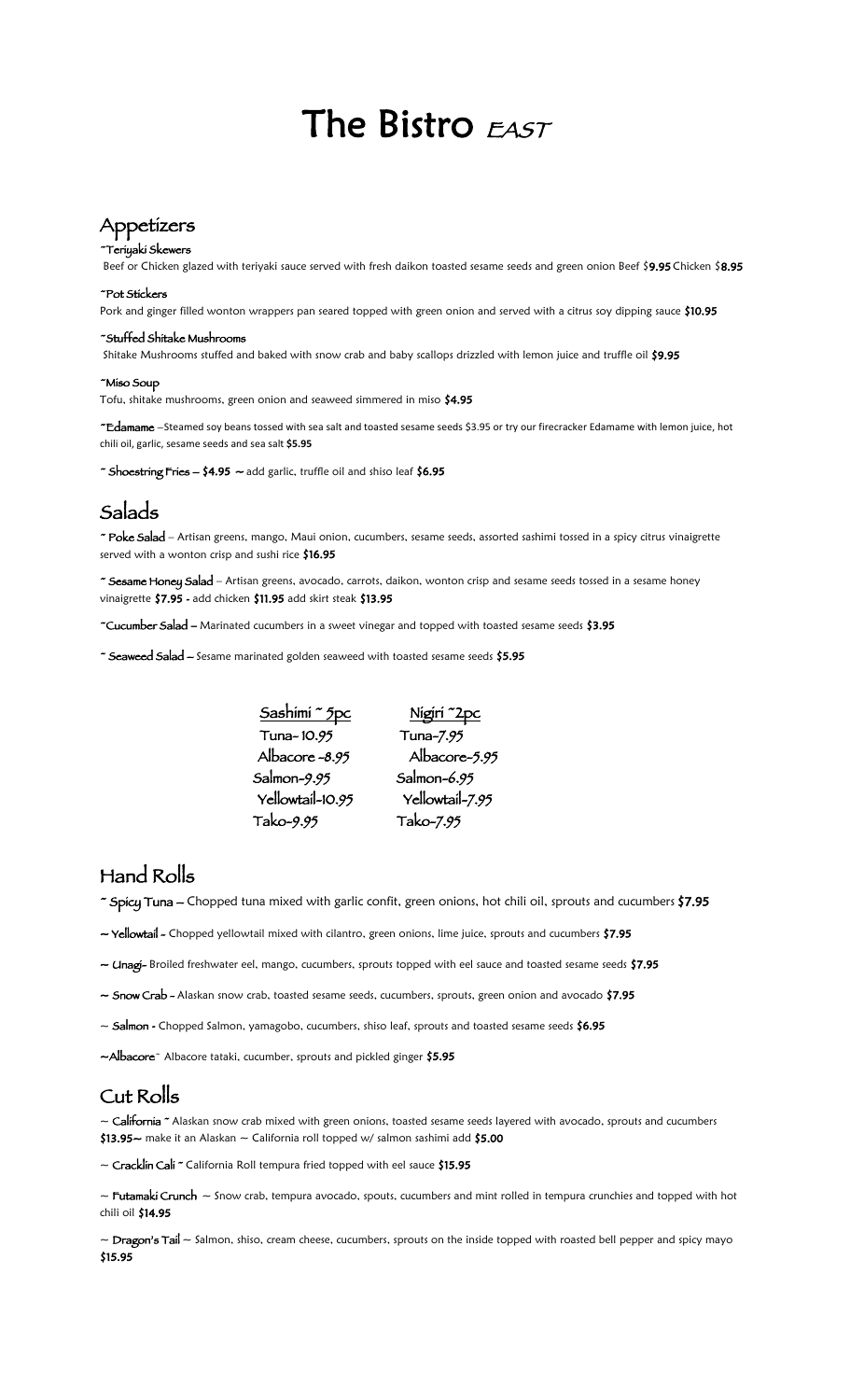// The Bistro *EAST*

## Appetizers

**~Teriyaki Skewers**
Beef or Chicken glazed with teriyaki sauce served with fresh daikon toasted sesame seeds and green onion Beef $**9.95** Chicken $**8.95**

**~Pot Stickers**
Pork and ginger filled wonton wrappers pan seared topped with green onion and served with a citrus soy dipping sauce **$10.95**

**~Stuffed Shitake Mushrooms**
Shitake Mushrooms stuffed and baked with snow crab and baby scallops drizzled with lemon juice and truffle oil **$9.95**

**~Miso Soup**
Tofu, shitake mushrooms, green onion and seaweed simmered in miso **$4.95**

**~Edamame** –Steamed soy beans tossed with sea salt and toasted sesame seeds $3.95 or try our firecracker Edamame with lemon juice, hot chili oil, garlic, sesame seeds and sea salt **$5.95**

**~ Shoestring Fries – $4.95 ~** add garlic, truffle oil and shiso leaf **$6.95**

## Salads

**~ Poke Salad** – Artisan greens, mango, Maui onion, cucumbers, sesame seeds, assorted sashimi tossed in a spicy citrus vinaigrette served with a wonton crisp and sushi rice **$16.95**

**~ Sesame Honey Salad** – Artisan greens, avocado, carrots, daikon, wonton crisp and sesame seeds tossed in a sesame honey vinaigrette **$7.95 -** add chicken **$11.95** add skirt steak **$13.95**

**~Cucumber Salad –** Marinated cucumbers in a sweet vinegar and topped with toasted sesame seeds **$3.95**

**~ Seaweed Salad –** Sesame marinated golden seaweed with toasted sesame seeds **$5.95**

| Sashimi ~ 5pc | Nigiri ~2pc |
|---|---|
| Tuna- 10.95 | Tuna-7.95 |
| Albacore -8.95 | Albacore-5.95 |
| Salmon-9.95 | Salmon-6.95 |
| Yellowtail-10.95 | Yellowtail-7.95 |
| Tako-9.95 | Tako-7.95 |

## Hand Rolls

**~ Spicy Tuna –** Chopped tuna mixed with garlic confit, green onions, hot chili oil, sprouts and cucumbers **$7.95**

**~ Yellowtail -** Chopped yellowtail mixed with cilantro, green onions, lime juice, sprouts and cucumbers **$7.95**

**~ Unagi-** Broiled freshwater eel, mango, cucumbers, sprouts topped with eel sauce and toasted sesame seeds **$7.95**

**~ Snow Crab -** Alaskan snow crab, toasted sesame seeds, cucumbers, sprouts, green onion and avocado **$7.95**

**~ Salmon -** Chopped Salmon, yamagobo, cucumbers, shiso leaf, sprouts and toasted sesame seeds **$6.95**

**~Albacore~** Albacore tataki, cucumber, sprouts and pickled ginger **$5.95**

## Cut Rolls

~ **California ~** Alaskan snow crab mixed with green onions, toasted sesame seeds layered with avocado, sprouts and cucumbers **$13.95~** make it an Alaskan ~ California roll topped w/ salmon sashimi add **$5.00**

~ **Cracklin Cali ~** California Roll tempura fried topped with eel sauce **$15.95**

~ **Futamaki Crunch** ~ Snow crab, tempura avocado, spouts, cucumbers and mint rolled in tempura crunchies and topped with hot chili oil **$14.95**

~ **Dragon's Tail** ~ Salmon, shiso, cream cheese, cucumbers, sprouts on the inside topped with roasted bell pepper and spicy mayo **$15.95**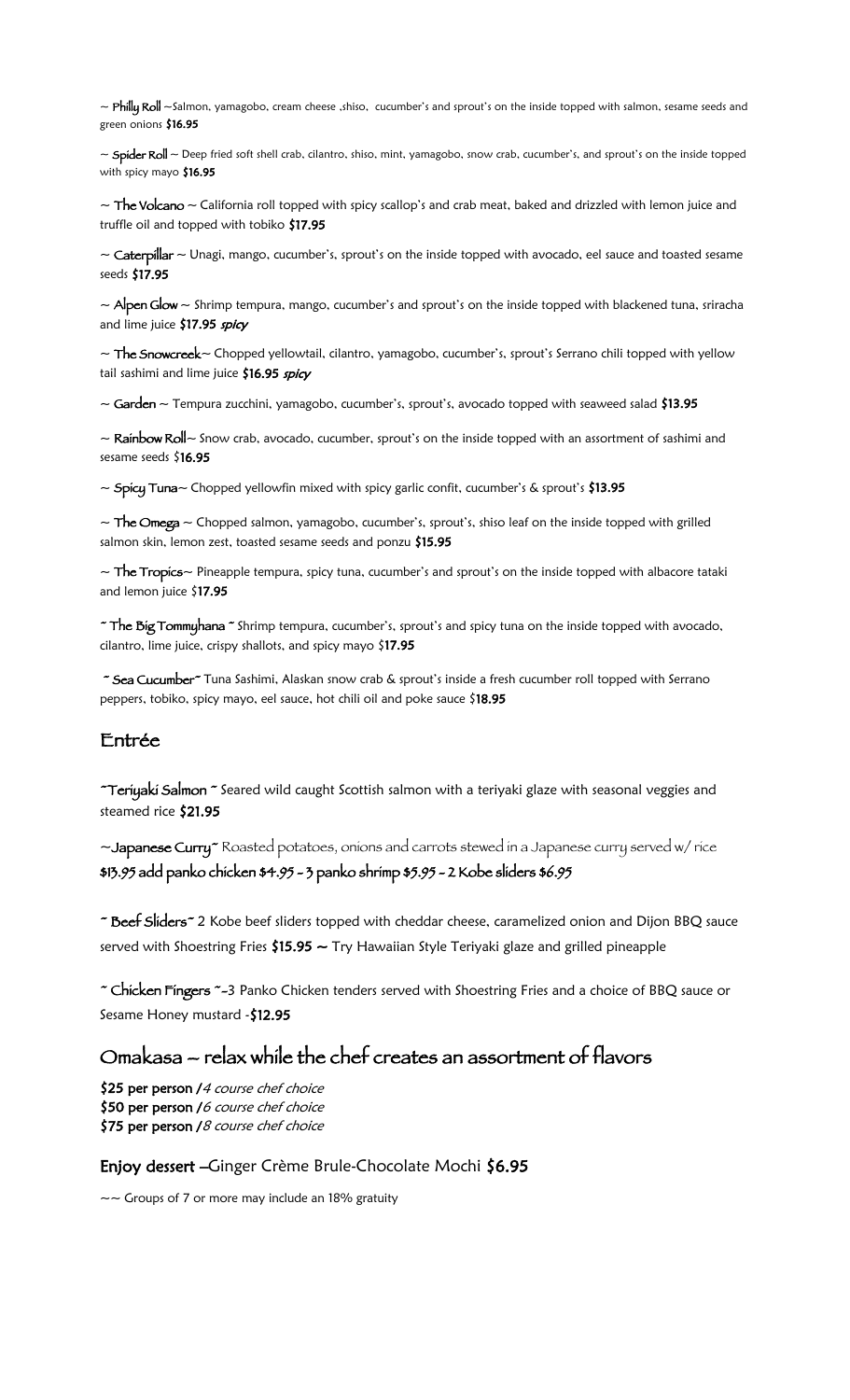~ **Philly Roll** ~Salmon, yamagobo, cream cheese ,shiso, cucumber's and sprout's on the inside topped with salmon, sesame seeds and green onions **$16.95**

~ **Spider Roll** ~ Deep fried soft shell crab, cilantro, shiso, mint, yamagobo, snow crab, cucumber's, and sprout's on the inside topped with spicy mayo **$16.95**

~ **The Volcano** ~ California roll topped with spicy scallop's and crab meat, baked and drizzled with lemon juice and truffle oil and topped with tobiko **$17.95**

~ **Caterpillar** ~ Unagi, mango, cucumber's, sprout's on the inside topped with avocado, eel sauce and toasted sesame seeds **$17.95**

~ **Alpen Glow** ~ Shrimp tempura, mango, cucumber's and sprout's on the inside topped with blackened tuna, sriracha and lime juice **$17.95** ***spicy***

~ **The Snowcreek**~ Chopped yellowtail, cilantro, yamagobo, cucumber's, sprout's Serrano chili topped with yellow tail sashimi and lime juice **$16.95** ***spicy***

~ **Garden** ~ Tempura zucchini, yamagobo, cucumber's, sprout's, avocado topped with seaweed salad **$13.95**

~ **Rainbow Roll**~ Snow crab, avocado, cucumber, sprout's on the inside topped with an assortment of sashimi and sesame seeds $**16.95**

~ **Spicy Tuna**~ Chopped yellowfin mixed with spicy garlic confit, cucumber's & sprout's **$13.95**

~ **The Omega** ~ Chopped salmon, yamagobo, cucumber's, sprout's, shiso leaf on the inside topped with grilled salmon skin, lemon zest, toasted sesame seeds and ponzu **$15.95**

~ **The Tropics**~ Pineapple tempura, spicy tuna, cucumber's and sprout's on the inside topped with albacore tataki and lemon juice $**17.95**

~ **The Big Tommyhana** ~ Shrimp tempura, cucumber's, sprout's and spicy tuna on the inside topped with avocado, cilantro, lime juice, crispy shallots, and spicy mayo $**17.95**

~ **Sea Cucumber**~ Tuna Sashimi, Alaskan snow crab & sprout's inside a fresh cucumber roll topped with Serrano peppers, tobiko, spicy mayo, eel sauce, hot chili oil and poke sauce $**18.95**

## Entrée

~**Teriyaki Salmon** ~ Seared wild caught Scottish salmon with a teriyaki glaze with seasonal veggies and steamed rice **$21.95**

~**Japanese Curry**~ Roasted potatoes, onions and carrots stewed in a Japanese curry served w/ rice **$13.95 add panko chicken $4.95 - 3 panko shrimp $5.95 - 2 Kobe sliders $6.95**

~ **Beef Sliders**~ 2 Kobe beef sliders topped with cheddar cheese, caramelized onion and Dijon BBQ sauce served with Shoestring Fries **$15.95** ~ Try Hawaiian Style Teriyaki glaze and grilled pineapple

~ **Chicken Fingers** ~-3 Panko Chicken tenders served with Shoestring Fries and a choice of BBQ sauce or Sesame Honey mustard -**$12.95**

## Omakasa – relax while the chef creates an assortment of flavors

**$25 per person /***4 course chef choice*
**$50 per person /***6 course chef choice*
**$75 per person /***8 course chef choice*

**Enjoy dessert** –Ginger Crème Brule-Chocolate Mochi **$6.95**

~~ Groups of 7 or more may include an 18% gratuity